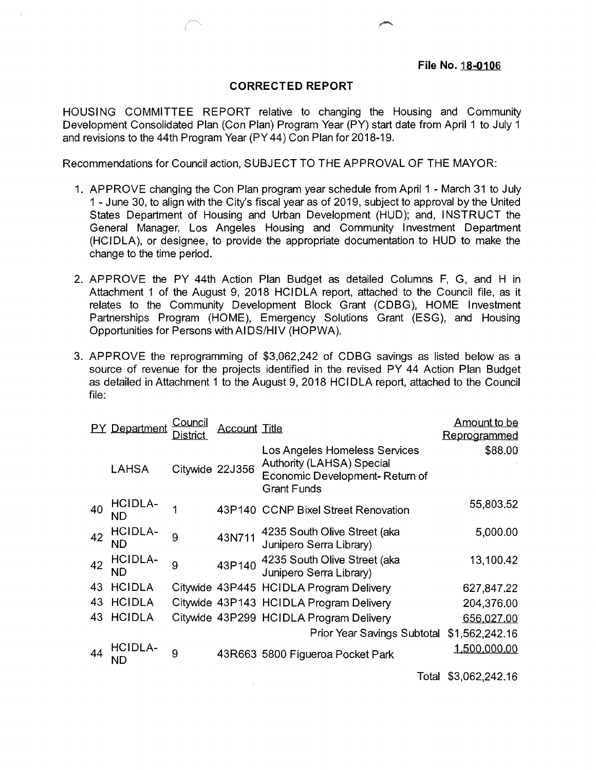File No. 18-0106

## CORRECTED REPORT

HOUSING COMMITTEE REPORT relative to changing the Housing and Community Development Consolidated Plan (Con Plan) Program Year (PY) start date from April 1 to July 1 and revisions to the 44th Program Year (PY 44) Con Plan for 2018-19.

Recommendations for Council action, SUBJECT TO THE APPROVAL OF THE MAYOR:

1. APPROVE changing the Con Plan program year schedule from April 1 - March 31 to July 1 - June 30, to align with the City's fiscal year as of 2019, subject to approval by the United States Department of Housing and Urban Development (HUD); and, INSTRUCT the General Manager, Los Angeles Housing and Community Investment Department (HCIDLA), or designee, to provide the appropriate documentation to HUD to make the change to the time period.

2. APPROVE the PY 44th Action Plan Budget as detailed Columns F, G, and H in Attachment 1 of the August 9, 2018 HCIDLA report, attached to the Council file, as it relates to the Community Development Block Grant (CDBG), HOME Investment Partnerships Program (HOME), Emergency Solutions Grant (ESG), and Housing Opportunities for Persons with AIDS/HIV (HOPWA).

3. APPROVE the reprogramming of $3,062,242 of CDBG savings as listed below as a source of revenue for the projects identified in the revised PY 44 Action Plan Budget as detailed in Attachment 1 to the August 9, 2018 HCIDLA report, attached to the Council file:

| PY | Department | Council District | Account | Title | Amount to be Reprogrammed |
|---|---|---|---|---|---|
| | LAHSA | Citywide | 22J356 | Los Angeles Homeless Services Authority (LAHSA) Special Economic Development- Return of Grant Funds | $88.00 |
| 40 | HCIDLA-ND | 1 | 43P140 | CCNP Bixel Street Renovation | 55,803.52 |
| 42 | HCIDLA-ND | 9 | 43N711 | 4235 South Olive Street (aka Junipero Serra Library) | 5,000.00 |
| 42 | HCIDLA-ND | 9 | 43P140 | 4235 South Olive Street (aka Junipero Serra Library) | 13,100.42 |
| 43 | HCIDLA | Citywide | 43P445 | HCIDLA Program Delivery | 627,847.22 |
| 43 | HCIDLA | Citywide | 43P143 | HCIDLA Program Delivery | 204,376.00 |
| 43 | HCIDLA | Citywide | 43P299 | HCIDLA Program Delivery | 656,027.00 |
| | | | | Prior Year Savings Subtotal | $1,562,242.16 |
| 44 | HCIDLA-ND | 9 | 43R663 | 5800 Figueroa Pocket Park | 1,500,000.00 |
| | | | | Total | $3,062,242.16 |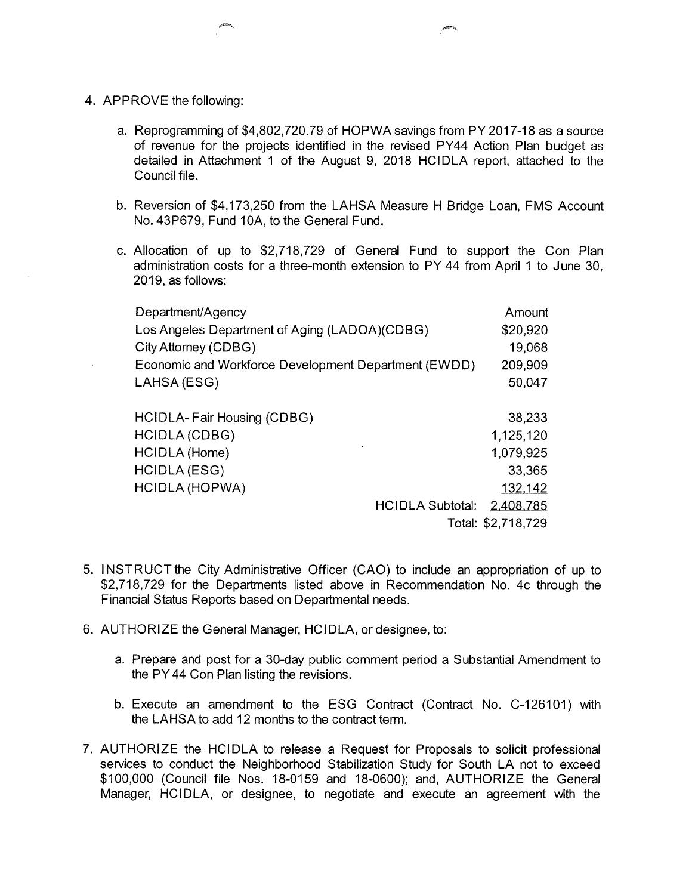4. APPROVE the following:

   a. Reprogramming of $4,802,720.79 of HOPWA savings from PY 2017-18 as a source of revenue for the projects identified in the revised PY44 Action Plan budget as detailed in Attachment 1 of the August 9, 2018 HCIDLA report, attached to the Council file.

   b. Reversion of $4,173,250 from the LAHSA Measure H Bridge Loan, FMS Account No. 43P679, Fund 10A, to the General Fund.

   c. Allocation of up to $2,718,729 of General Fund to support the Con Plan administration costs for a three-month extension to PY 44 from April 1 to June 30, 2019, as follows:

| Department/Agency | Amount |
|---|---|
| Los Angeles Department of Aging (LADOA)(CDBG) | $20,920 |
| City Attorney (CDBG) | 19,068 |
| Economic and Workforce Development Department (EWDD) | 209,909 |
| LAHSA (ESG) | 50,047 |
| | |
| HCIDLA- Fair Housing (CDBG) | 38,233 |
| HCIDLA (CDBG) | 1,125,120 |
| HCIDLA (Home) | 1,079,925 |
| HCIDLA (ESG) | 33,365 |
| HCIDLA (HOPWA) | 132,142 |
| HCIDLA Subtotal: | 2,408,785 |
| Total: | $2,718,729 |

5. INSTRUCT the City Administrative Officer (CAO) to include an appropriation of up to $2,718,729 for the Departments listed above in Recommendation No. 4c through the Financial Status Reports based on Departmental needs.

6. AUTHORIZE the General Manager, HCIDLA, or designee, to:

   a. Prepare and post for a 30-day public comment period a Substantial Amendment to the PY 44 Con Plan listing the revisions.

   b. Execute an amendment to the ESG Contract (Contract No. C-126101) with the LAHSA to add 12 months to the contract term.

7. AUTHORIZE the HCIDLA to release a Request for Proposals to solicit professional services to conduct the Neighborhood Stabilization Study for South LA not to exceed $100,000 (Council file Nos. 18-0159 and 18-0600); and, AUTHORIZE the General Manager, HCIDLA, or designee, to negotiate and execute an agreement with the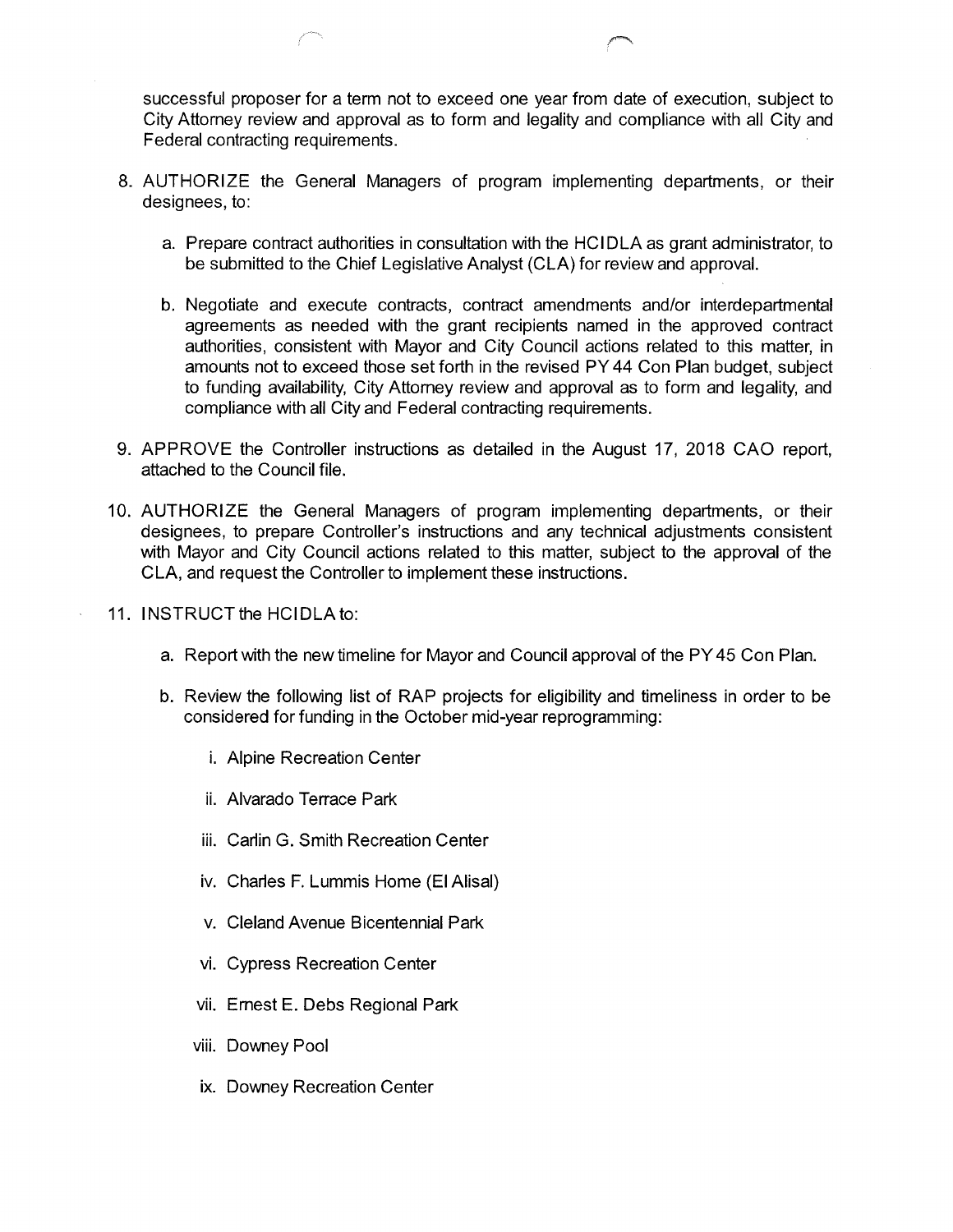successful proposer for a term not to exceed one year from date of execution, subject to City Attorney review and approval as to form and legality and compliance with all City and Federal contracting requirements.

8. AUTHORIZE the General Managers of program implementing departments, or their designees, to:

   a. Prepare contract authorities in consultation with the HCIDLA as grant administrator, to be submitted to the Chief Legislative Analyst (CLA) for review and approval.

   b. Negotiate and execute contracts, contract amendments and/or interdepartmental agreements as needed with the grant recipients named in the approved contract authorities, consistent with Mayor and City Council actions related to this matter, in amounts not to exceed those set forth in the revised PY 44 Con Plan budget, subject to funding availability, City Attorney review and approval as to form and legality, and compliance with all City and Federal contracting requirements.

9. APPROVE the Controller instructions as detailed in the August 17, 2018 CAO report, attached to the Council file.

10. AUTHORIZE the General Managers of program implementing departments, or their designees, to prepare Controller's instructions and any technical adjustments consistent with Mayor and City Council actions related to this matter, subject to the approval of the CLA, and request the Controller to implement these instructions.

11. INSTRUCT the HCIDLA to:

    a. Report with the new timeline for Mayor and Council approval of the PY 45 Con Plan.

    b. Review the following list of RAP projects for eligibility and timeliness in order to be considered for funding in the October mid-year reprogramming:

       i. Alpine Recreation Center

       ii. Alvarado Terrace Park

       iii. Carlin G. Smith Recreation Center

       iv. Charles F. Lummis Home (El Alisal)

       v. Cleland Avenue Bicentennial Park

       vi. Cypress Recreation Center

       vii. Ernest E. Debs Regional Park

       viii. Downey Pool

       ix. Downey Recreation Center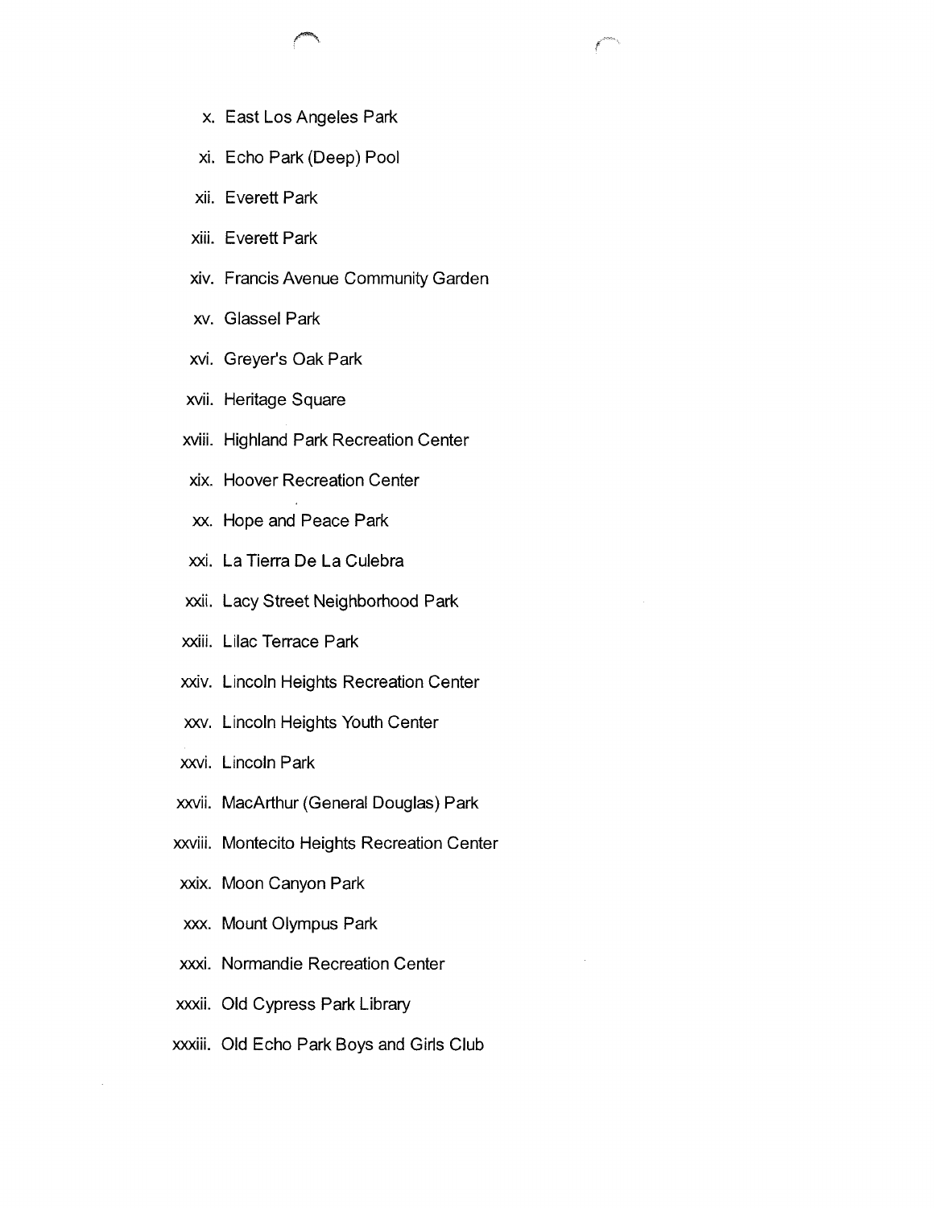x. East Los Angeles Park

xi. Echo Park (Deep) Pool

xii. Everett Park

xiii. Everett Park

xiv. Francis Avenue Community Garden

xv. Glassel Park

xvi. Greyer's Oak Park

xvii. Heritage Square

xviii. Highland Park Recreation Center

xix. Hoover Recreation Center

xx. Hope and Peace Park

xxi. La Tierra De La Culebra

xxii. Lacy Street Neighborhood Park

xxiii. Lilac Terrace Park

xxiv. Lincoln Heights Recreation Center

xxv. Lincoln Heights Youth Center

xxvi. Lincoln Park

xxvii. MacArthur (General Douglas) Park

xxviii. Montecito Heights Recreation Center

xxix. Moon Canyon Park

xxx. Mount Olympus Park

xxxi. Normandie Recreation Center

xxxii. Old Cypress Park Library

xxxiii. Old Echo Park Boys and Girls Club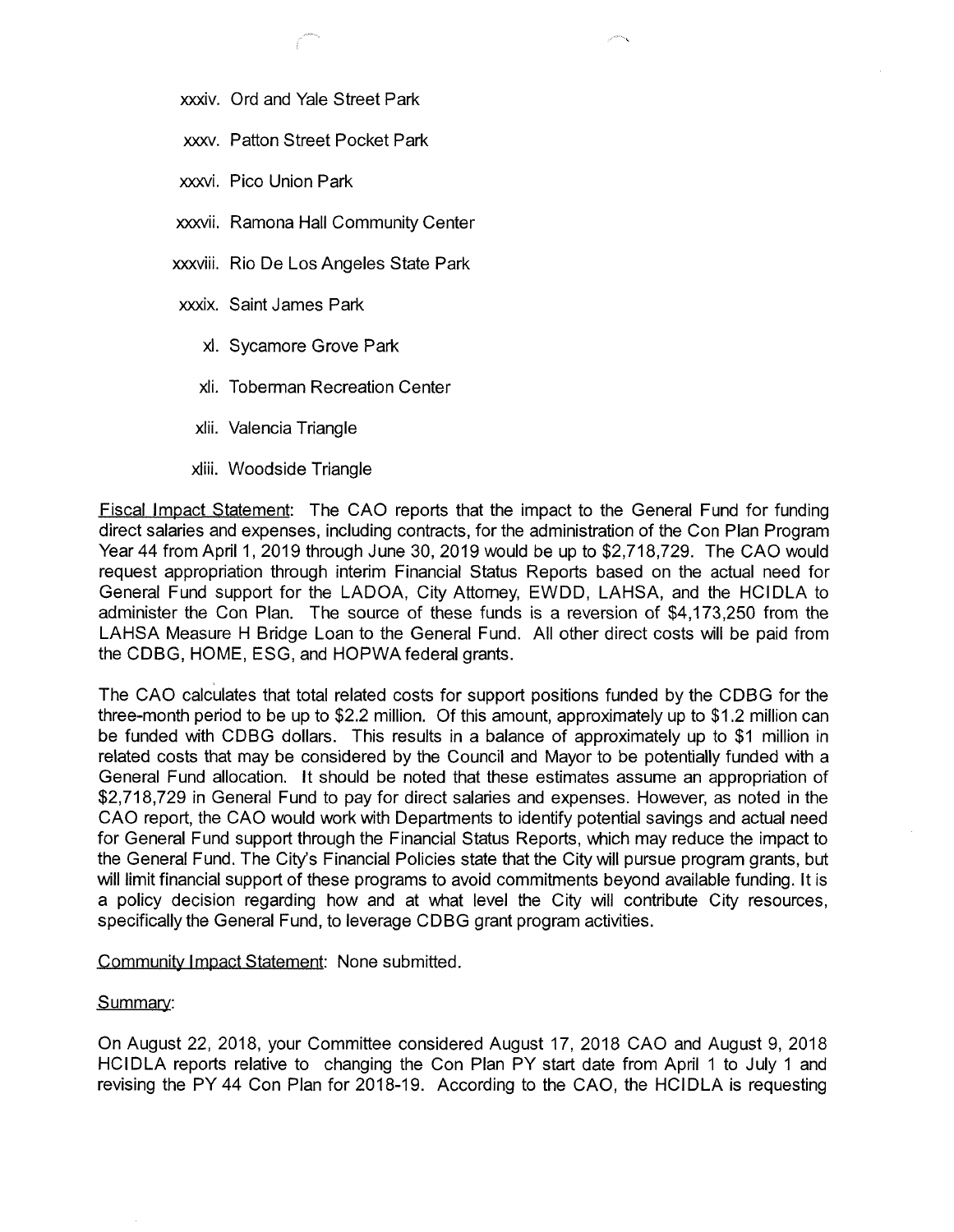xxxiv. Ord and Yale Street Park

xxxv. Patton Street Pocket Park

xxxvi. Pico Union Park

xxxvii. Ramona Hall Community Center

xxxviii. Rio De Los Angeles State Park

xxxix. Saint James Park

xl. Sycamore Grove Park

xli. Toberman Recreation Center

xlii. Valencia Triangle

xliii. Woodside Triangle

Fiscal Impact Statement: The CAO reports that the impact to the General Fund for funding direct salaries and expenses, including contracts, for the administration of the Con Plan Program Year 44 from April 1, 2019 through June 30, 2019 would be up to $2,718,729. The CAO would request appropriation through interim Financial Status Reports based on the actual need for General Fund support for the LADOA, City Attorney, EWDD, LAHSA, and the HCIDLA to administer the Con Plan. The source of these funds is a reversion of $4,173,250 from the LAHSA Measure H Bridge Loan to the General Fund. All other direct costs will be paid from the CDBG, HOME, ESG, and HOPWA federal grants.

The CAO calculates that total related costs for support positions funded by the CDBG for the three-month period to be up to $2.2 million. Of this amount, approximately up to $1.2 million can be funded with CDBG dollars. This results in a balance of approximately up to $1 million in related costs that may be considered by the Council and Mayor to be potentially funded with a General Fund allocation. It should be noted that these estimates assume an appropriation of $2,718,729 in General Fund to pay for direct salaries and expenses. However, as noted in the CAO report, the CAO would work with Departments to identify potential savings and actual need for General Fund support through the Financial Status Reports, which may reduce the impact to the General Fund. The City's Financial Policies state that the City will pursue program grants, but will limit financial support of these programs to avoid commitments beyond available funding. It is a policy decision regarding how and at what level the City will contribute City resources, specifically the General Fund, to leverage CDBG grant program activities.

Community Impact Statement: None submitted.

Summary:

On August 22, 2018, your Committee considered August 17, 2018 CAO and August 9, 2018 HCIDLA reports relative to changing the Con Plan PY start date from April 1 to July 1 and revising the PY 44 Con Plan for 2018-19. According to the CAO, the HCIDLA is requesting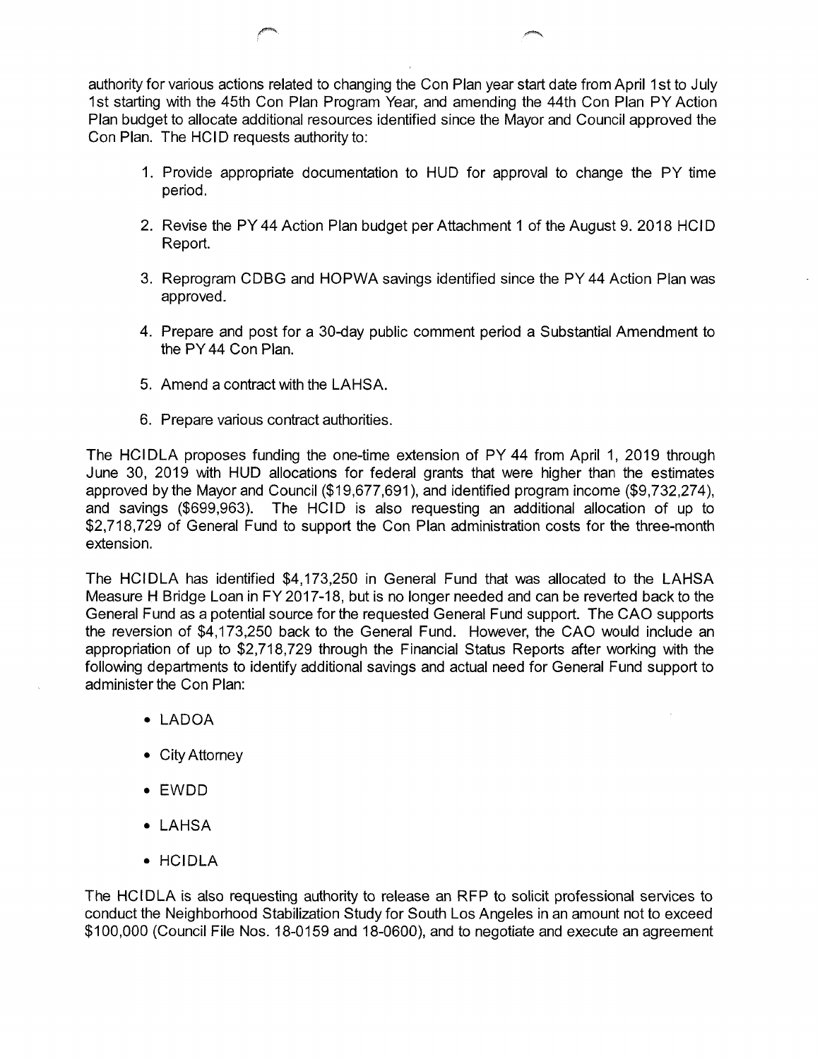authority for various actions related to changing the Con Plan year start date from April 1st to July 1st starting with the 45th Con Plan Program Year, and amending the 44th Con Plan PY Action Plan budget to allocate additional resources identified since the Mayor and Council approved the Con Plan. The HCID requests authority to:

1. Provide appropriate documentation to HUD for approval to change the PY time period.

2. Revise the PY 44 Action Plan budget per Attachment 1 of the August 9. 2018 HCID Report.

3. Reprogram CDBG and HOPWA savings identified since the PY 44 Action Plan was approved.

4. Prepare and post for a 30-day public comment period a Substantial Amendment to the PY 44 Con Plan.

5. Amend a contract with the LAHSA.

6. Prepare various contract authorities.

The HCIDLA proposes funding the one-time extension of PY 44 from April 1, 2019 through June 30, 2019 with HUD allocations for federal grants that were higher than the estimates approved by the Mayor and Council ($19,677,691), and identified program income ($9,732,274), and savings ($699,963). The HCID is also requesting an additional allocation of up to $2,718,729 of General Fund to support the Con Plan administration costs for the three-month extension.

The HCIDLA has identified $4,173,250 in General Fund that was allocated to the LAHSA Measure H Bridge Loan in FY 2017-18, but is no longer needed and can be reverted back to the General Fund as a potential source for the requested General Fund support. The CAO supports the reversion of $4,173,250 back to the General Fund. However, the CAO would include an appropriation of up to $2,718,729 through the Financial Status Reports after working with the following departments to identify additional savings and actual need for General Fund support to administer the Con Plan:

- LADOA
- City Attorney
- EWDD
- LAHSA
- HCIDLA

The HCIDLA is also requesting authority to release an RFP to solicit professional services to conduct the Neighborhood Stabilization Study for South Los Angeles in an amount not to exceed $100,000 (Council File Nos. 18-0159 and 18-0600), and to negotiate and execute an agreement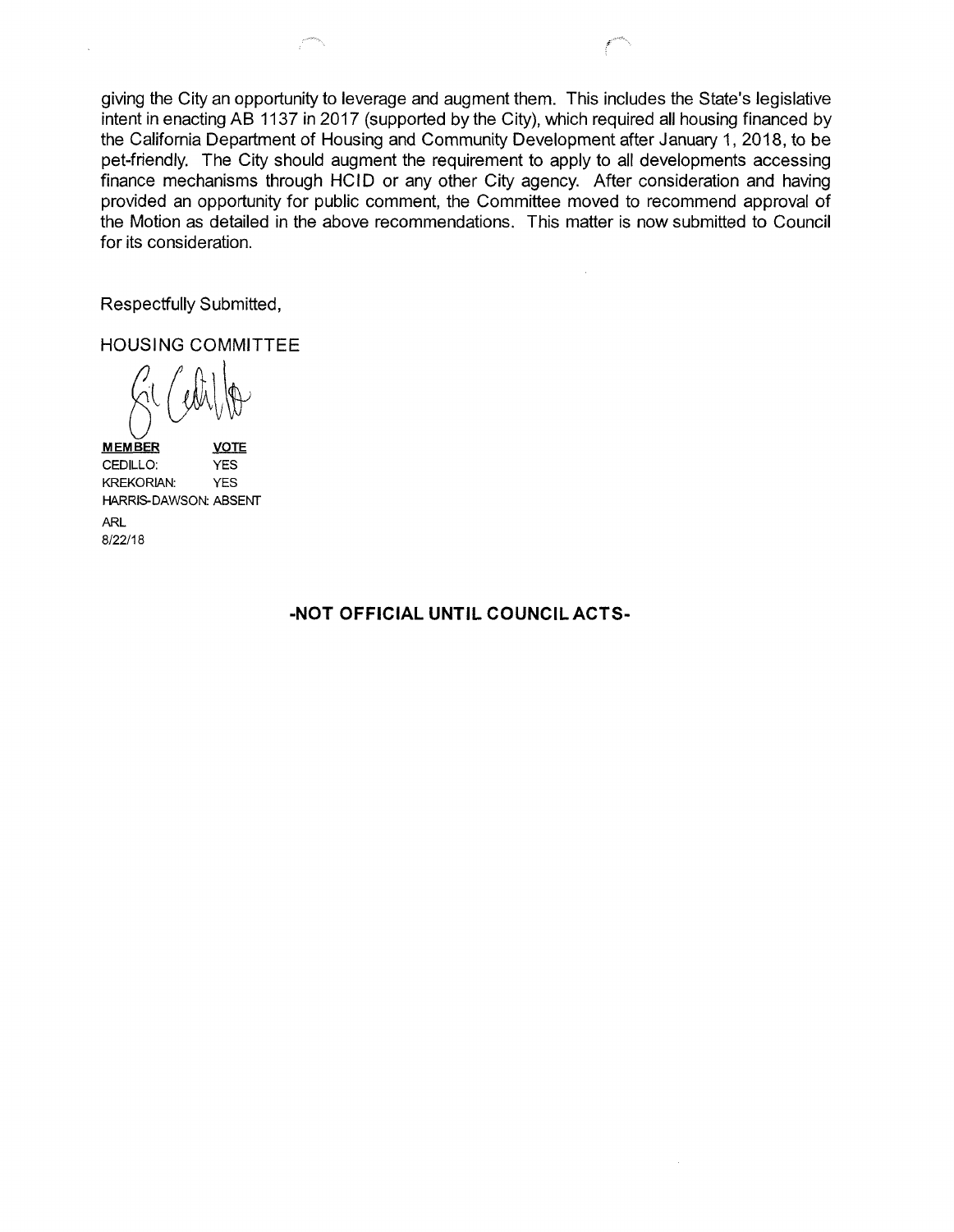giving the City an opportunity to leverage and augment them. This includes the State's legislative intent in enacting AB 1137 in 2017 (supported by the City), which required all housing financed by the California Department of Housing and Community Development after January 1, 2018, to be pet-friendly. The City should augment the requirement to apply to all developments accessing finance mechanisms through HCID or any other City agency. After consideration and having provided an opportunity for public comment, the Committee moved to recommend approval of the Motion as detailed in the above recommendations. This matter is now submitted to Council for its consideration.

Respectfully Submitted,

HOUSING COMMITTEE

| MEMBER | VOTE |
|---|---|
| CEDILLO: | YES |
| KREKORIAN: | YES |
| HARRIS-DAWSON: | ABSENT |

ARL
8/22/18

**-NOT OFFICIAL UNTIL COUNCIL ACTS-**